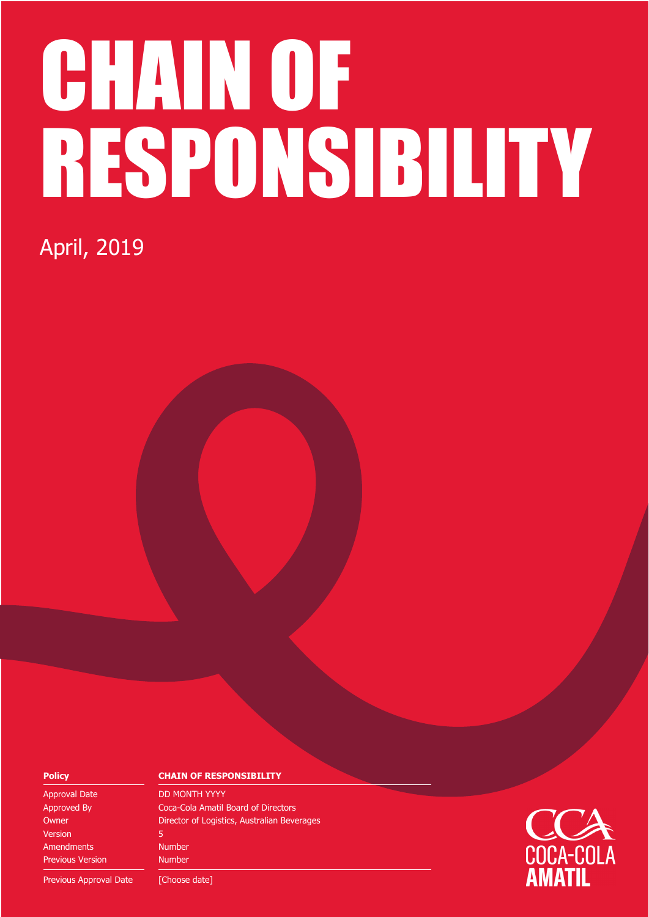# CHAIN OF RESPONSIBILITY

April, 2019

| Policy | CHAIN OF RESPONSIBILITY |
| --- | --- |
| Approval Date | DD MONTH YYYY |
| Approved By | Coca-Cola Amatil Board of Directors |
| Owner | Director of Logistics, Australian Beverages |
| Version | 5 |
| Amendments | Number |
| Previous Version | Number |
| Previous Approval Date | [Choose date] |

COCA-COLA AMATIL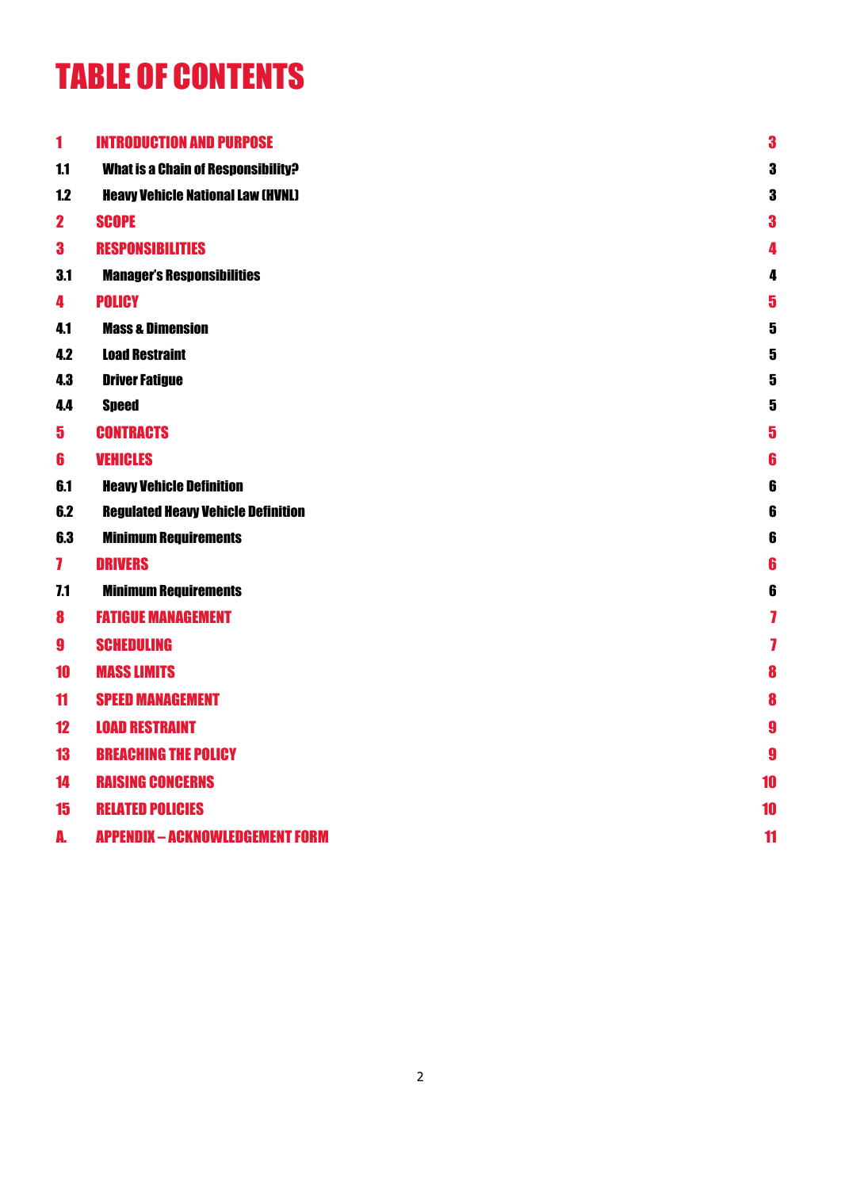# TABLE OF CONTENTS

| | | |
|---|---|---|
| **1** | **INTRODUCTION AND PURPOSE** | **3** |
| **1.1** | **What is a Chain of Responsibility?** | **3** |
| **1.2** | **Heavy Vehicle National Law (HVNL)** | **3** |
| **2** | **SCOPE** | **3** |
| **3** | **RESPONSIBILITIES** | **4** |
| **3.1** | **Manager's Responsibilities** | **4** |
| **4** | **POLICY** | **5** |
| **4.1** | **Mass & Dimension** | **5** |
| **4.2** | **Load Restraint** | **5** |
| **4.3** | **Driver Fatigue** | **5** |
| **4.4** | **Speed** | **5** |
| **5** | **CONTRACTS** | **5** |
| **6** | **VEHICLES** | **6** |
| **6.1** | **Heavy Vehicle Definition** | **6** |
| **6.2** | **Regulated Heavy Vehicle Definition** | **6** |
| **6.3** | **Minimum Requirements** | **6** |
| **7** | **DRIVERS** | **6** |
| **7.1** | **Minimum Requirements** | **6** |
| **8** | **FATIGUE MANAGEMENT** | **7** |
| **9** | **SCHEDULING** | **7** |
| **10** | **MASS LIMITS** | **8** |
| **11** | **SPEED MANAGEMENT** | **8** |
| **12** | **LOAD RESTRAINT** | **9** |
| **13** | **BREACHING THE POLICY** | **9** |
| **14** | **RAISING CONCERNS** | **10** |
| **15** | **RELATED POLICIES** | **10** |
| **A.** | **APPENDIX – ACKNOWLEDGEMENT FORM** | **11** |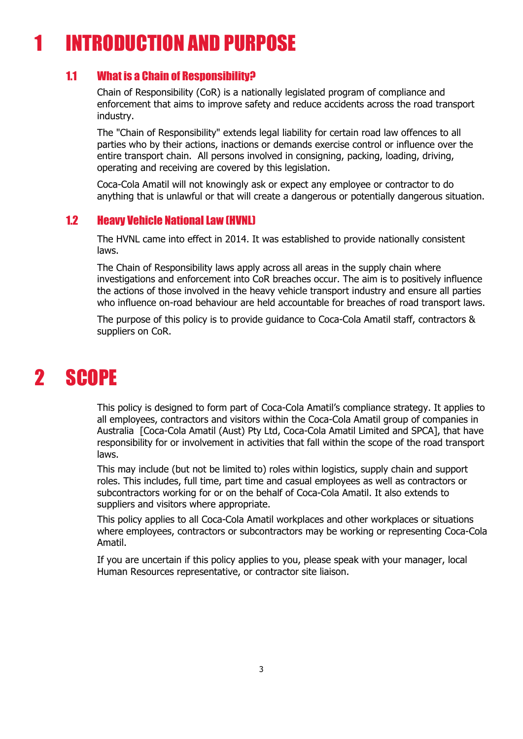# 1 INTRODUCTION AND PURPOSE

## 1.1 What is a Chain of Responsibility?

Chain of Responsibility (CoR) is a nationally legislated program of compliance and enforcement that aims to improve safety and reduce accidents across the road transport industry.

The "Chain of Responsibility" extends legal liability for certain road law offences to all parties who by their actions, inactions or demands exercise control or influence over the entire transport chain. All persons involved in consigning, packing, loading, driving, operating and receiving are covered by this legislation.

Coca-Cola Amatil will not knowingly ask or expect any employee or contractor to do anything that is unlawful or that will create a dangerous or potentially dangerous situation.

## 1.2 Heavy Vehicle National Law (HVNL)

The HVNL came into effect in 2014. It was established to provide nationally consistent laws.

The Chain of Responsibility laws apply across all areas in the supply chain where investigations and enforcement into CoR breaches occur. The aim is to positively influence the actions of those involved in the heavy vehicle transport industry and ensure all parties who influence on-road behaviour are held accountable for breaches of road transport laws.

The purpose of this policy is to provide guidance to Coca-Cola Amatil staff, contractors & suppliers on CoR.

# 2 SCOPE

This policy is designed to form part of Coca-Cola Amatil's compliance strategy. It applies to all employees, contractors and visitors within the Coca-Cola Amatil group of companies in Australia [Coca-Cola Amatil (Aust) Pty Ltd, Coca-Cola Amatil Limited and SPCA], that have responsibility for or involvement in activities that fall within the scope of the road transport laws.

This may include (but not be limited to) roles within logistics, supply chain and support roles. This includes, full time, part time and casual employees as well as contractors or subcontractors working for or on the behalf of Coca-Cola Amatil. It also extends to suppliers and visitors where appropriate.

This policy applies to all Coca-Cola Amatil workplaces and other workplaces or situations where employees, contractors or subcontractors may be working or representing Coca-Cola Amatil.

If you are uncertain if this policy applies to you, please speak with your manager, local Human Resources representative, or contractor site liaison.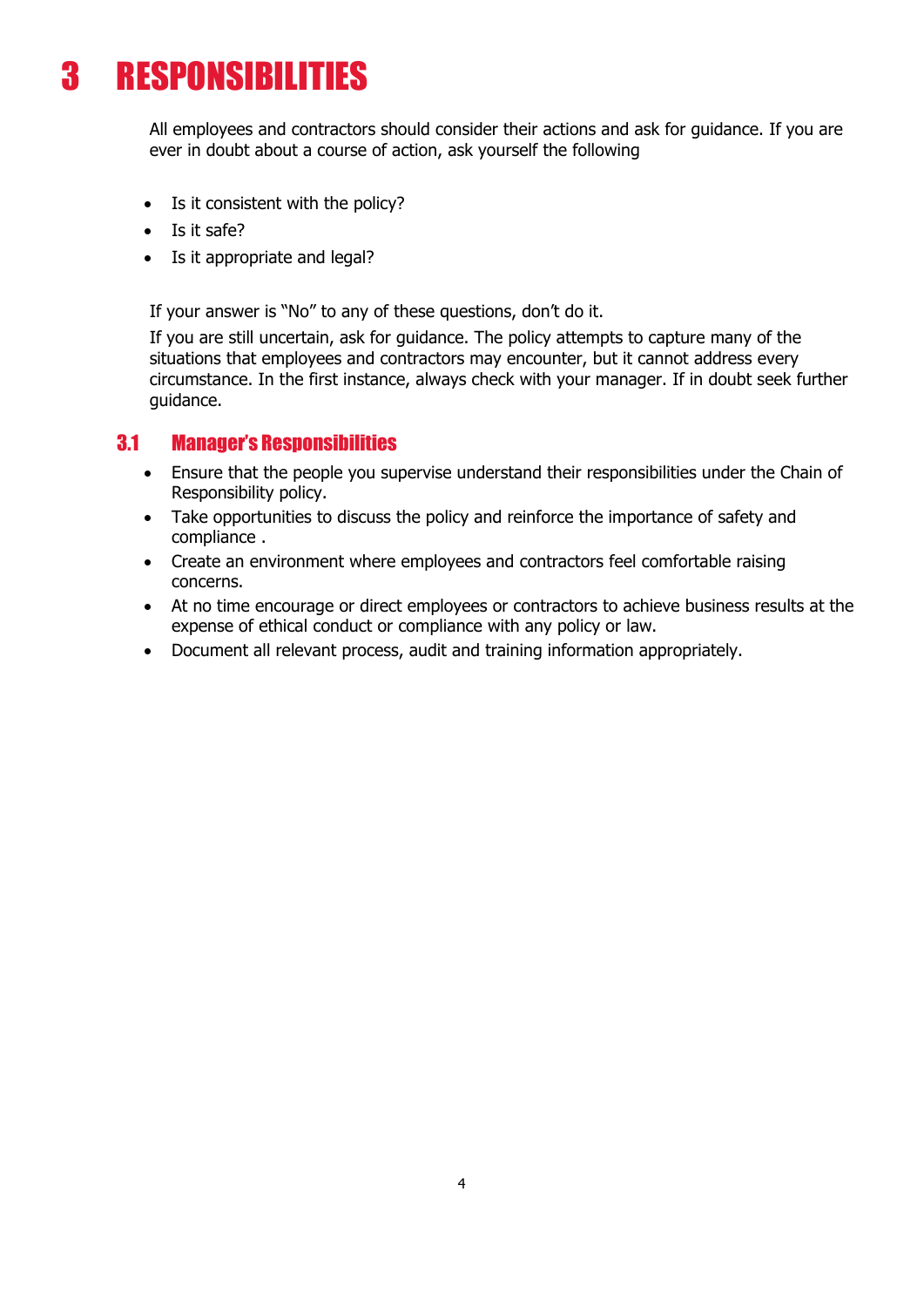# 3 RESPONSIBILITIES

All employees and contractors should consider their actions and ask for guidance. If you are ever in doubt about a course of action, ask yourself the following

- Is it consistent with the policy?
- Is it safe?
- Is it appropriate and legal?

If your answer is "No" to any of these questions, don't do it.

If you are still uncertain, ask for guidance. The policy attempts to capture many of the situations that employees and contractors may encounter, but it cannot address every circumstance. In the first instance, always check with your manager. If in doubt seek further guidance.

## 3.1 Manager's Responsibilities

- Ensure that the people you supervise understand their responsibilities under the Chain of Responsibility policy.
- Take opportunities to discuss the policy and reinforce the importance of safety and compliance .
- Create an environment where employees and contractors feel comfortable raising concerns.
- At no time encourage or direct employees or contractors to achieve business results at the expense of ethical conduct or compliance with any policy or law.
- Document all relevant process, audit and training information appropriately.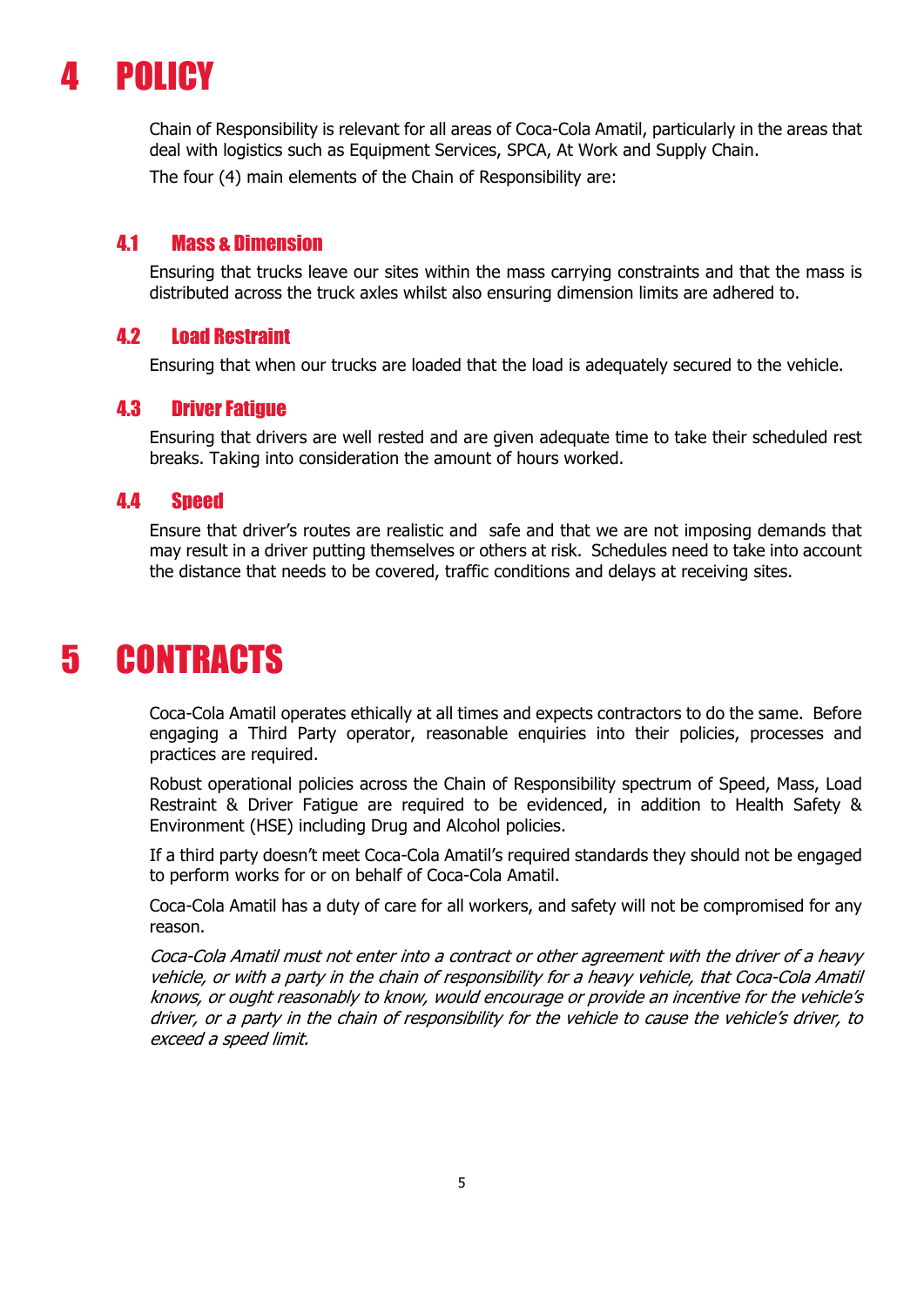# 4 POLICY

Chain of Responsibility is relevant for all areas of Coca-Cola Amatil, particularly in the areas that deal with logistics such as Equipment Services, SPCA, At Work and Supply Chain.

The four (4) main elements of the Chain of Responsibility are:

## 4.1 Mass & Dimension

Ensuring that trucks leave our sites within the mass carrying constraints and that the mass is distributed across the truck axles whilst also ensuring dimension limits are adhered to.

## 4.2 Load Restraint

Ensuring that when our trucks are loaded that the load is adequately secured to the vehicle.

## 4.3 Driver Fatigue

Ensuring that drivers are well rested and are given adequate time to take their scheduled rest breaks. Taking into consideration the amount of hours worked.

## 4.4 Speed

Ensure that driver's routes are realistic and safe and that we are not imposing demands that may result in a driver putting themselves or others at risk. Schedules need to take into account the distance that needs to be covered, traffic conditions and delays at receiving sites.

# 5 CONTRACTS

Coca-Cola Amatil operates ethically at all times and expects contractors to do the same. Before engaging a Third Party operator, reasonable enquiries into their policies, processes and practices are required.

Robust operational policies across the Chain of Responsibility spectrum of Speed, Mass, Load Restraint & Driver Fatigue are required to be evidenced, in addition to Health Safety & Environment (HSE) including Drug and Alcohol policies.

If a third party doesn't meet Coca-Cola Amatil's required standards they should not be engaged to perform works for or on behalf of Coca-Cola Amatil.

Coca-Cola Amatil has a duty of care for all workers, and safety will not be compromised for any reason.

*Coca-Cola Amatil must not enter into a contract or other agreement with the driver of a heavy vehicle, or with a party in the chain of responsibility for a heavy vehicle, that Coca-Cola Amatil knows, or ought reasonably to know, would encourage or provide an incentive for the vehicle's driver, or a party in the chain of responsibility for the vehicle to cause the vehicle's driver, to exceed a speed limit.*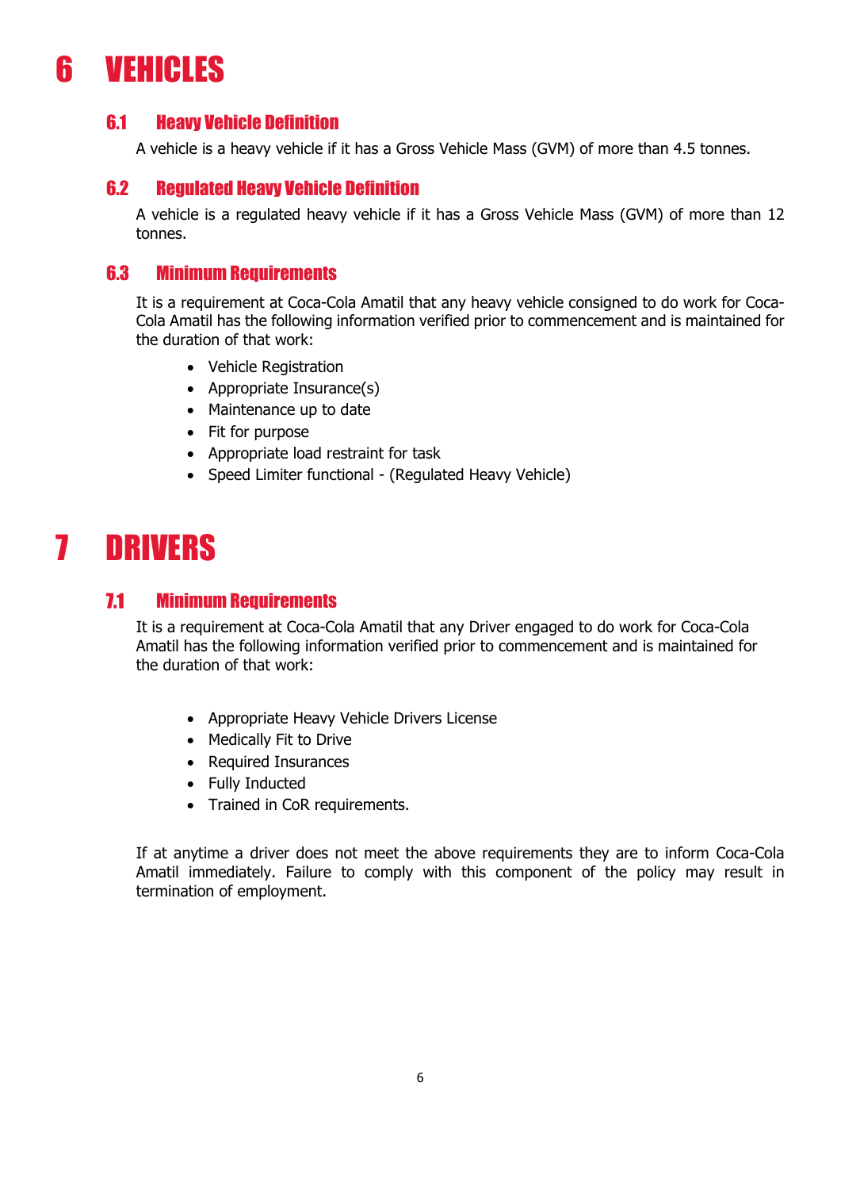# 6 VEHICLES

## 6.1 Heavy Vehicle Definition

A vehicle is a heavy vehicle if it has a Gross Vehicle Mass (GVM) of more than 4.5 tonnes.

## 6.2 Regulated Heavy Vehicle Definition

A vehicle is a regulated heavy vehicle if it has a Gross Vehicle Mass (GVM) of more than 12 tonnes.

## 6.3 Minimum Requirements

It is a requirement at Coca-Cola Amatil that any heavy vehicle consigned to do work for Coca-Cola Amatil has the following information verified prior to commencement and is maintained for the duration of that work:

- Vehicle Registration
- Appropriate Insurance(s)
- Maintenance up to date
- Fit for purpose
- Appropriate load restraint for task
- Speed Limiter functional - (Regulated Heavy Vehicle)

# 7 DRIVERS

## 7.1 Minimum Requirements

It is a requirement at Coca-Cola Amatil that any Driver engaged to do work for Coca-Cola Amatil has the following information verified prior to commencement and is maintained for the duration of that work:

- Appropriate Heavy Vehicle Drivers License
- Medically Fit to Drive
- Required Insurances
- Fully Inducted
- Trained in CoR requirements.

If at anytime a driver does not meet the above requirements they are to inform Coca-Cola Amatil immediately. Failure to comply with this component of the policy may result in termination of employment.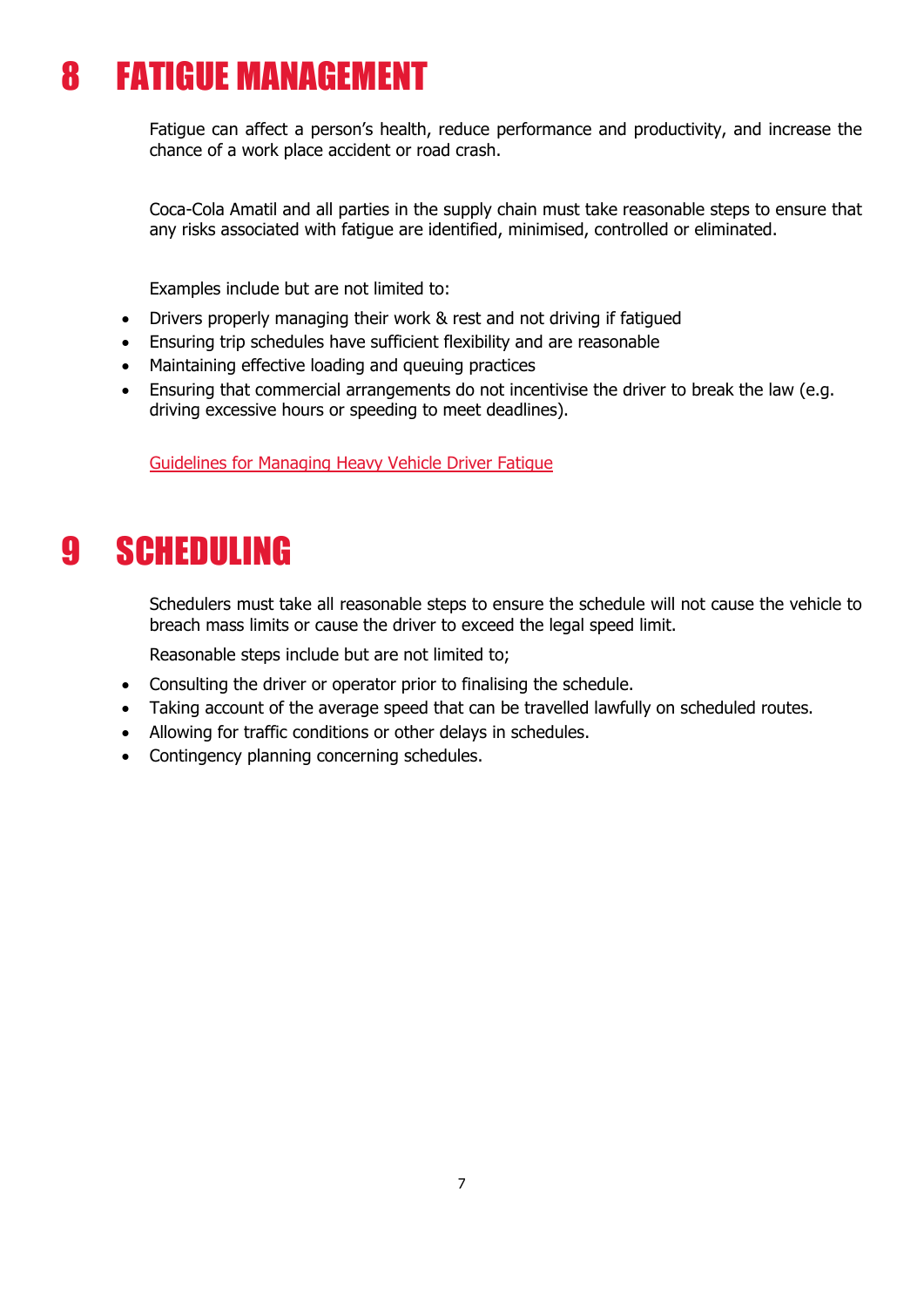# 8 FATIGUE MANAGEMENT

Fatigue can affect a person's health, reduce performance and productivity, and increase the chance of a work place accident or road crash.

Coca-Cola Amatil and all parties in the supply chain must take reasonable steps to ensure that any risks associated with fatigue are identified, minimised, controlled or eliminated.

Examples include but are not limited to:

- Drivers properly managing their work & rest and not driving if fatigued
- Ensuring trip schedules have sufficient flexibility and are reasonable
- Maintaining effective loading and queuing practices
- Ensuring that commercial arrangements do not incentivise the driver to break the law (e.g. driving excessive hours or speeding to meet deadlines).

Guidelines for Managing Heavy Vehicle Driver Fatigue

# 9 SCHEDULING

Schedulers must take all reasonable steps to ensure the schedule will not cause the vehicle to breach mass limits or cause the driver to exceed the legal speed limit.

Reasonable steps include but are not limited to;

- Consulting the driver or operator prior to finalising the schedule.
- Taking account of the average speed that can be travelled lawfully on scheduled routes.
- Allowing for traffic conditions or other delays in schedules.
- Contingency planning concerning schedules.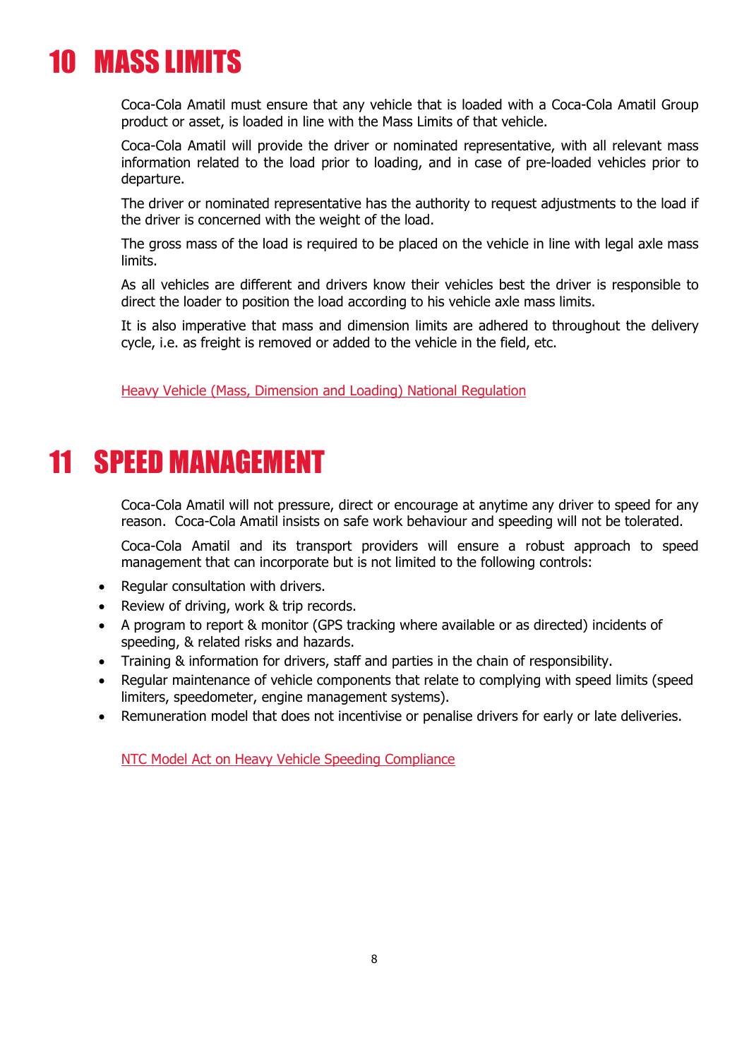# 10 MASS LIMITS

Coca-Cola Amatil must ensure that any vehicle that is loaded with a Coca-Cola Amatil Group product or asset, is loaded in line with the Mass Limits of that vehicle.

Coca-Cola Amatil will provide the driver or nominated representative, with all relevant mass information related to the load prior to loading, and in case of pre-loaded vehicles prior to departure.

The driver or nominated representative has the authority to request adjustments to the load if the driver is concerned with the weight of the load.

The gross mass of the load is required to be placed on the vehicle in line with legal axle mass limits.

As all vehicles are different and drivers know their vehicles best the driver is responsible to direct the loader to position the load according to his vehicle axle mass limits.

It is also imperative that mass and dimension limits are adhered to throughout the delivery cycle, i.e. as freight is removed or added to the vehicle in the field, etc.

Heavy Vehicle (Mass, Dimension and Loading) National Regulation

# 11 SPEED MANAGEMENT

Coca-Cola Amatil will not pressure, direct or encourage at anytime any driver to speed for any reason. Coca-Cola Amatil insists on safe work behaviour and speeding will not be tolerated.

Coca-Cola Amatil and its transport providers will ensure a robust approach to speed management that can incorporate but is not limited to the following controls:

- Regular consultation with drivers.
- Review of driving, work & trip records.
- A program to report & monitor (GPS tracking where available or as directed) incidents of speeding, & related risks and hazards.
- Training & information for drivers, staff and parties in the chain of responsibility.
- Regular maintenance of vehicle components that relate to complying with speed limits (speed limiters, speedometer, engine management systems).
- Remuneration model that does not incentivise or penalise drivers for early or late deliveries.

NTC Model Act on Heavy Vehicle Speeding Compliance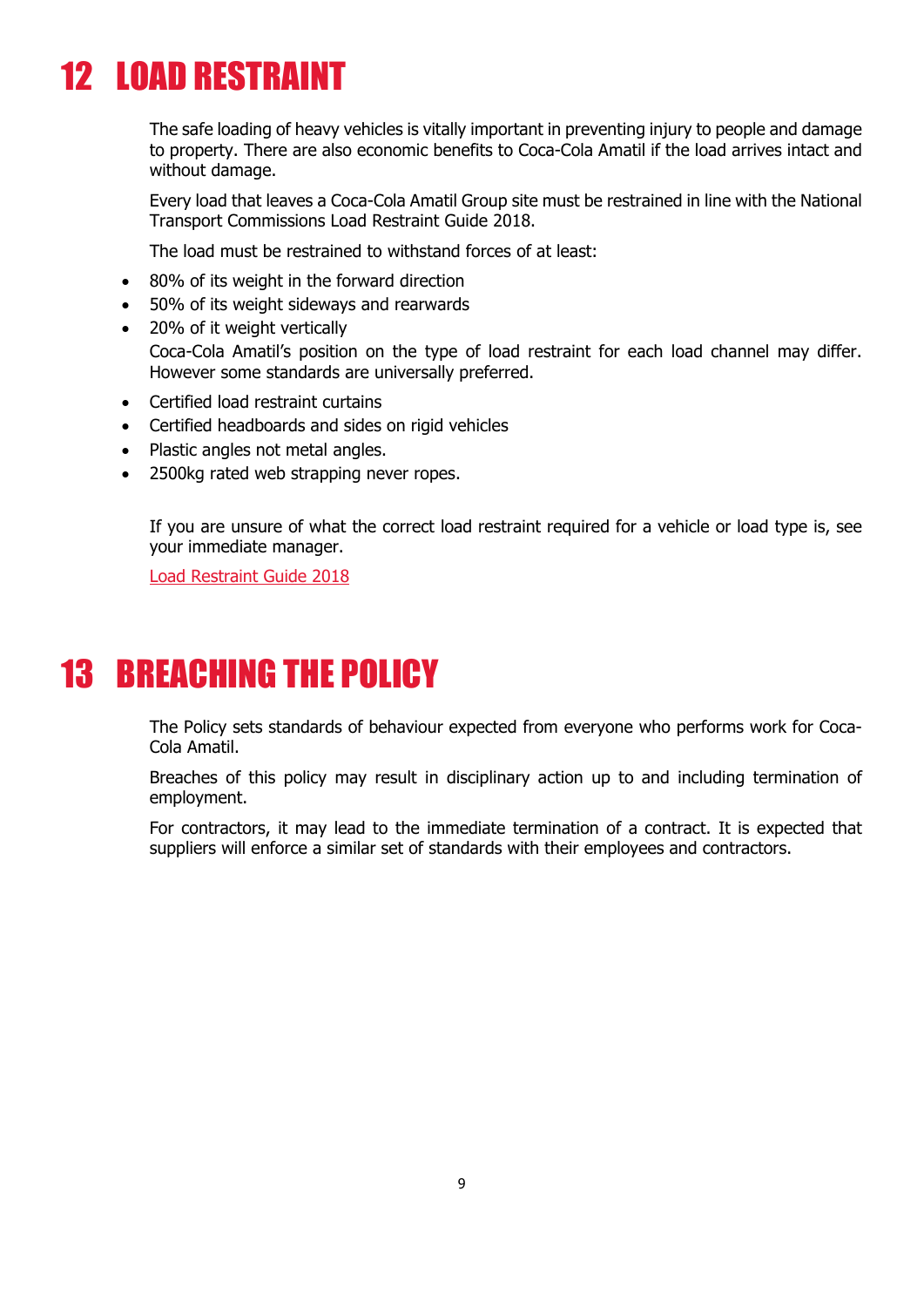# 12 LOAD RESTRAINT

The safe loading of heavy vehicles is vitally important in preventing injury to people and damage to property. There are also economic benefits to Coca-Cola Amatil if the load arrives intact and without damage.

Every load that leaves a Coca-Cola Amatil Group site must be restrained in line with the National Transport Commissions Load Restraint Guide 2018.

The load must be restrained to withstand forces of at least:

- 80% of its weight in the forward direction
- 50% of its weight sideways and rearwards
- 20% of it weight vertically

Coca-Cola Amatil's position on the type of load restraint for each load channel may differ. However some standards are universally preferred.

- Certified load restraint curtains
- Certified headboards and sides on rigid vehicles
- Plastic angles not metal angles.
- 2500kg rated web strapping never ropes.

If you are unsure of what the correct load restraint required for a vehicle or load type is, see your immediate manager.

Load Restraint Guide 2018

# 13 BREACHING THE POLICY

The Policy sets standards of behaviour expected from everyone who performs work for Coca-Cola Amatil.

Breaches of this policy may result in disciplinary action up to and including termination of employment.

For contractors, it may lead to the immediate termination of a contract. It is expected that suppliers will enforce a similar set of standards with their employees and contractors.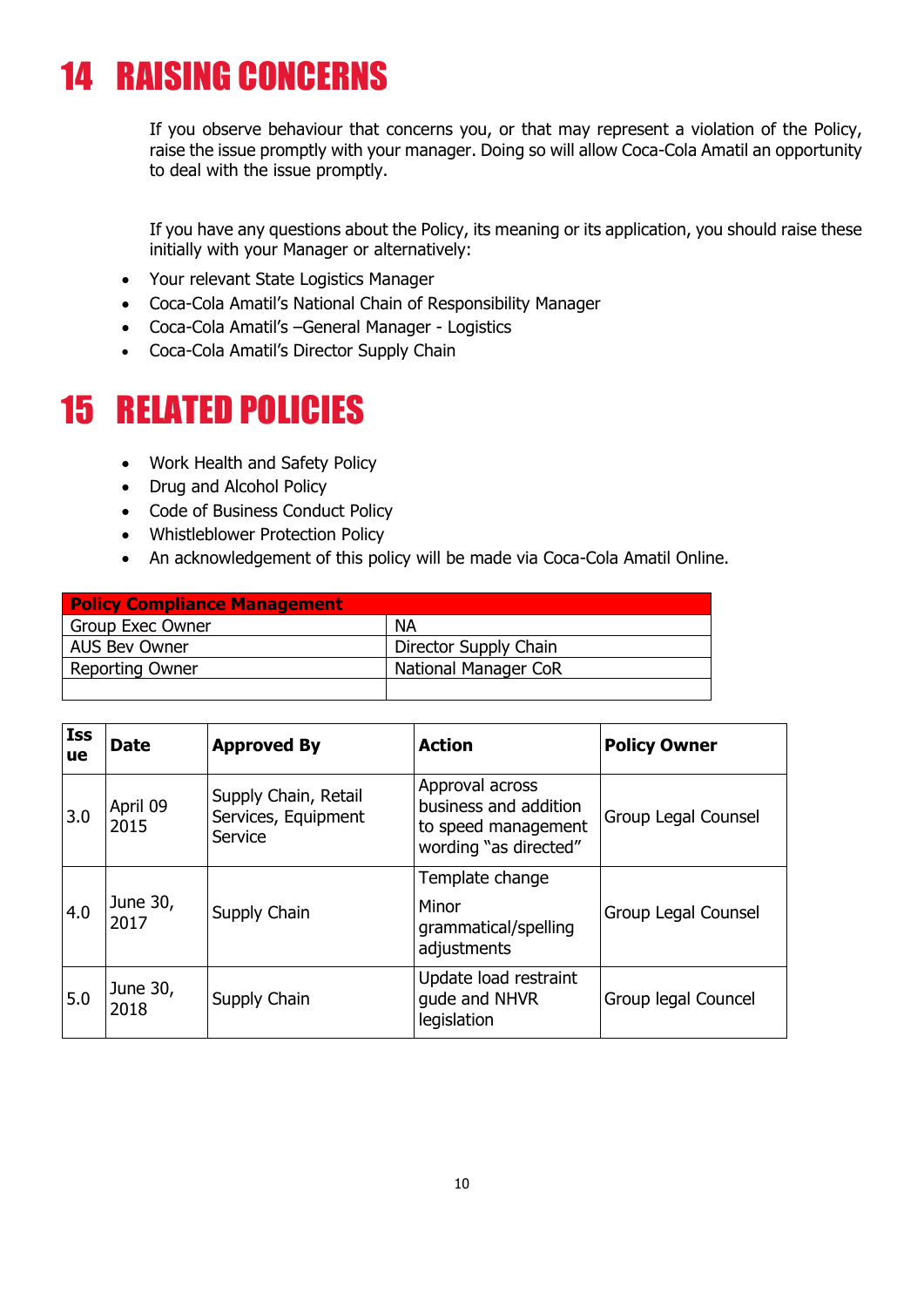# 14 RAISING CONCERNS

If you observe behaviour that concerns you, or that may represent a violation of the Policy, raise the issue promptly with your manager. Doing so will allow Coca-Cola Amatil an opportunity to deal with the issue promptly.

If you have any questions about the Policy, its meaning or its application, you should raise these initially with your Manager or alternatively:

- Your relevant State Logistics Manager
- Coca-Cola Amatil's National Chain of Responsibility Manager
- Coca-Cola Amatil's –General Manager - Logistics
- Coca-Cola Amatil's Director Supply Chain

# 15 RELATED POLICIES

- Work Health and Safety Policy
- Drug and Alcohol Policy
- Code of Business Conduct Policy
- Whistleblower Protection Policy
- An acknowledgement of this policy will be made via Coca-Cola Amatil Online.

| **Policy Compliance Management** | |
|---|---|
| Group Exec Owner | NA |
| AUS Bev Owner | Director Supply Chain |
| Reporting Owner | National Manager CoR |
| | |

| Issue | Date | Approved By | Action | Policy Owner |
|---|---|---|---|---|
| 3.0 | April 09 2015 | Supply Chain, Retail Services, Equipment Service | Approval across business and addition to speed management wording "as directed" | Group Legal Counsel |
| 4.0 | June 30, 2017 | Supply Chain | Template change<br>Minor grammatical/spelling adjustments | Group Legal Counsel |
| 5.0 | June 30, 2018 | Supply Chain | Update load restraint gude and NHVR legislation | Group legal Councel |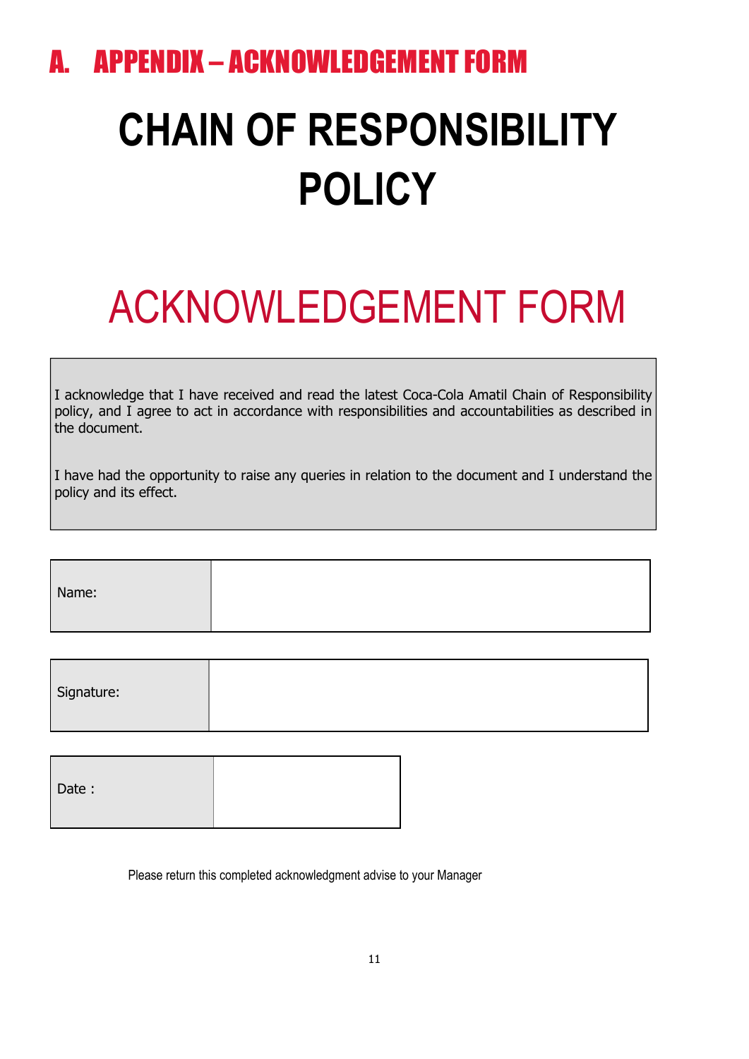# A. APPENDIX – ACKNOWLEDGEMENT FORM

# CHAIN OF RESPONSIBILITY POLICY

# ACKNOWLEDGEMENT FORM

I acknowledge that I have received and read the latest Coca-Cola Amatil Chain of Responsibility policy, and I agree to act in accordance with responsibilities and accountabilities as described in the document.

I have had the opportunity to raise any queries in relation to the document and I understand the policy and its effect.

| | |
|---|---|
| Name: | |

| | |
|---|---|
| Signature: | |

| | |
|---|---|
| Date : | |

Please return this completed acknowledgment advise to your Manager